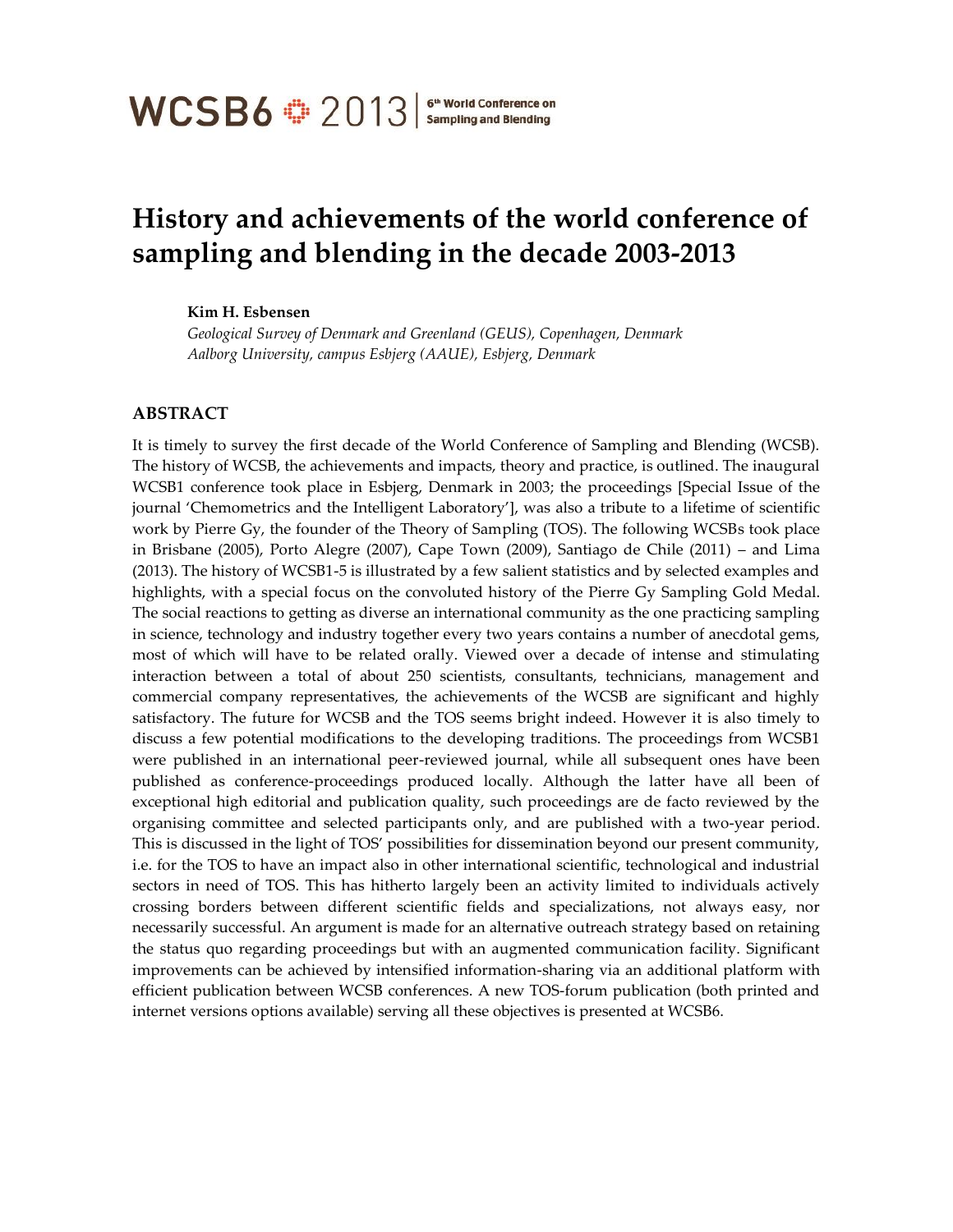# History and achievements of the world conference of sampling and blending in the decade 2003-2013

**Kim H. Esbensen**

*Geological Survey of Denmark and Greenland (GEUS), Copenhagen, Denmark*
*Aalborg University, campus Esbjerg (AAUE), Esbjerg, Denmark*

## ABSTRACT

It is timely to survey the first decade of the World Conference of Sampling and Blending (WCSB). The history of WCSB, the achievements and impacts, theory and practice, is outlined. The inaugural WCSB1 conference took place in Esbjerg, Denmark in 2003; the proceedings [Special Issue of the journal 'Chemometrics and the Intelligent Laboratory'], was also a tribute to a lifetime of scientific work by Pierre Gy, the founder of the Theory of Sampling (TOS). The following WCSBs took place in Brisbane (2005), Porto Alegre (2007), Cape Town (2009), Santiago de Chile (2011) – and Lima (2013). The history of WCSB1-5 is illustrated by a few salient statistics and by selected examples and highlights, with a special focus on the convoluted history of the Pierre Gy Sampling Gold Medal. The social reactions to getting as diverse an international community as the one practicing sampling in science, technology and industry together every two years contains a number of anecdotal gems, most of which will have to be related orally. Viewed over a decade of intense and stimulating interaction between a total of about 250 scientists, consultants, technicians, management and commercial company representatives, the achievements of the WCSB are significant and highly satisfactory. The future for WCSB and the TOS seems bright indeed. However it is also timely to discuss a few potential modifications to the developing traditions. The proceedings from WCSB1 were published in an international peer-reviewed journal, while all subsequent ones have been published as conference-proceedings produced locally. Although the latter have all been of exceptional high editorial and publication quality, such proceedings are de facto reviewed by the organising committee and selected participants only, and are published with a two-year period. This is discussed in the light of TOS' possibilities for dissemination beyond our present community, i.e. for the TOS to have an impact also in other international scientific, technological and industrial sectors in need of TOS. This has hitherto largely been an activity limited to individuals actively crossing borders between different scientific fields and specializations, not always easy, nor necessarily successful. An argument is made for an alternative outreach strategy based on retaining the status quo regarding proceedings but with an augmented communication facility. Significant improvements can be achieved by intensified information-sharing via an additional platform with efficient publication between WCSB conferences. A new TOS-forum publication (both printed and internet versions options available) serving all these objectives is presented at WCSB6.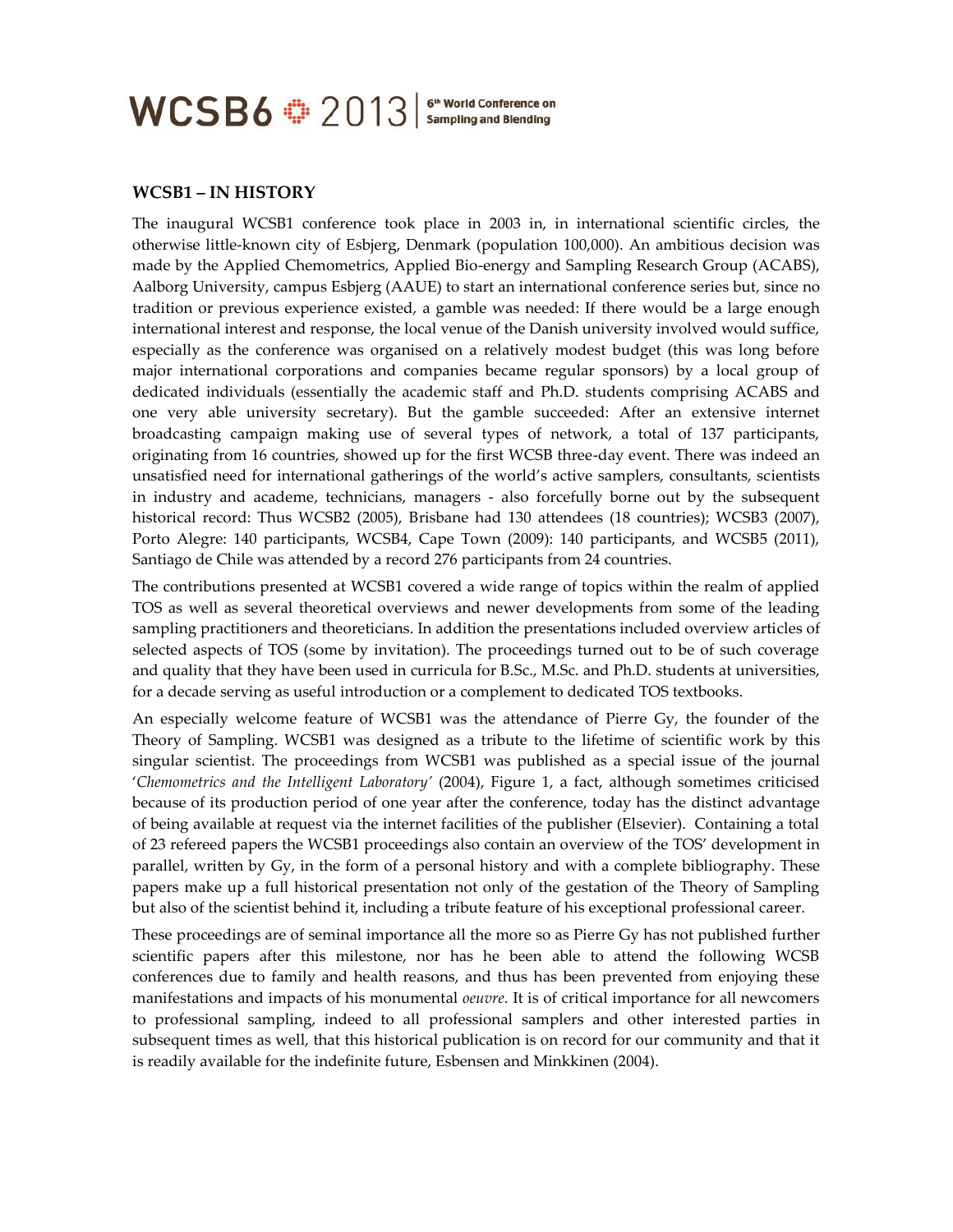## WCSB1 – IN HISTORY

The inaugural WCSB1 conference took place in 2003 in, in international scientific circles, the otherwise little-known city of Esbjerg, Denmark (population 100,000). An ambitious decision was made by the Applied Chemometrics, Applied Bio-energy and Sampling Research Group (ACABS), Aalborg University, campus Esbjerg (AAUE) to start an international conference series but, since no tradition or previous experience existed, a gamble was needed: If there would be a large enough international interest and response, the local venue of the Danish university involved would suffice, especially as the conference was organised on a relatively modest budget (this was long before major international corporations and companies became regular sponsors) by a local group of dedicated individuals (essentially the academic staff and Ph.D. students comprising ACABS and one very able university secretary). But the gamble succeeded: After an extensive internet broadcasting campaign making use of several types of network, a total of 137 participants, originating from 16 countries, showed up for the first WCSB three-day event. There was indeed an unsatisfied need for international gatherings of the world's active samplers, consultants, scientists in industry and academe, technicians, managers - also forcefully borne out by the subsequent historical record: Thus WCSB2 (2005), Brisbane had 130 attendees (18 countries); WCSB3 (2007), Porto Alegre: 140 participants, WCSB4, Cape Town (2009): 140 participants, and WCSB5 (2011), Santiago de Chile was attended by a record 276 participants from 24 countries.

The contributions presented at WCSB1 covered a wide range of topics within the realm of applied TOS as well as several theoretical overviews and newer developments from some of the leading sampling practitioners and theoreticians. In addition the presentations included overview articles of selected aspects of TOS (some by invitation). The proceedings turned out to be of such coverage and quality that they have been used in curricula for B.Sc., M.Sc. and Ph.D. students at universities, for a decade serving as useful introduction or a complement to dedicated TOS textbooks.

An especially welcome feature of WCSB1 was the attendance of Pierre Gy, the founder of the Theory of Sampling. WCSB1 was designed as a tribute to the lifetime of scientific work by this singular scientist. The proceedings from WCSB1 was published as a special issue of the journal '*Chemometrics and the Intelligent Laboratory*' (2004), Figure 1, a fact, although sometimes criticised because of its production period of one year after the conference, today has the distinct advantage of being available at request via the internet facilities of the publisher (Elsevier). Containing a total of 23 refereed papers the WCSB1 proceedings also contain an overview of the TOS' development in parallel, written by Gy, in the form of a personal history and with a complete bibliography. These papers make up a full historical presentation not only of the gestation of the Theory of Sampling but also of the scientist behind it, including a tribute feature of his exceptional professional career.

These proceedings are of seminal importance all the more so as Pierre Gy has not published further scientific papers after this milestone, nor has he been able to attend the following WCSB conferences due to family and health reasons, and thus has been prevented from enjoying these manifestations and impacts of his monumental *oeuvre*. It is of critical importance for all newcomers to professional sampling, indeed to all professional samplers and other interested parties in subsequent times as well, that this historical publication is on record for our community and that it is readily available for the indefinite future, Esbensen and Minkkinen (2004).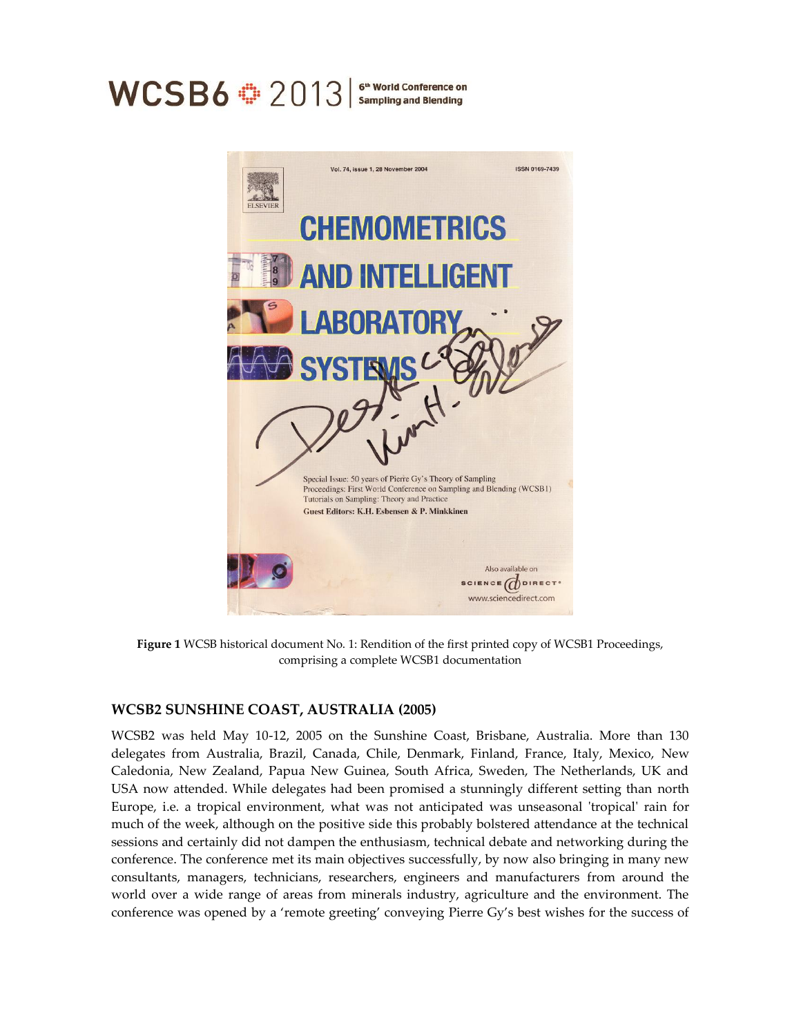**Figure 1** WCSB historical document No. 1: Rendition of the first printed copy of WCSB1 Proceedings, comprising a complete WCSB1 documentation

## WCSB2 SUNSHINE COAST, AUSTRALIA (2005)

WCSB2 was held May 10-12, 2005 on the Sunshine Coast, Brisbane, Australia. More than 130 delegates from Australia, Brazil, Canada, Chile, Denmark, Finland, France, Italy, Mexico, New Caledonia, New Zealand, Papua New Guinea, South Africa, Sweden, The Netherlands, UK and USA now attended. While delegates had been promised a stunningly different setting than north Europe, i.e. a tropical environment, what was not anticipated was unseasonal 'tropical' rain for much of the week, although on the positive side this probably bolstered attendance at the technical sessions and certainly did not dampen the enthusiasm, technical debate and networking during the conference. The conference met its main objectives successfully, by now also bringing in many new consultants, managers, technicians, researchers, engineers and manufacturers from around the world over a wide range of areas from minerals industry, agriculture and the environment. The conference was opened by a 'remote greeting' conveying Pierre Gy's best wishes for the success of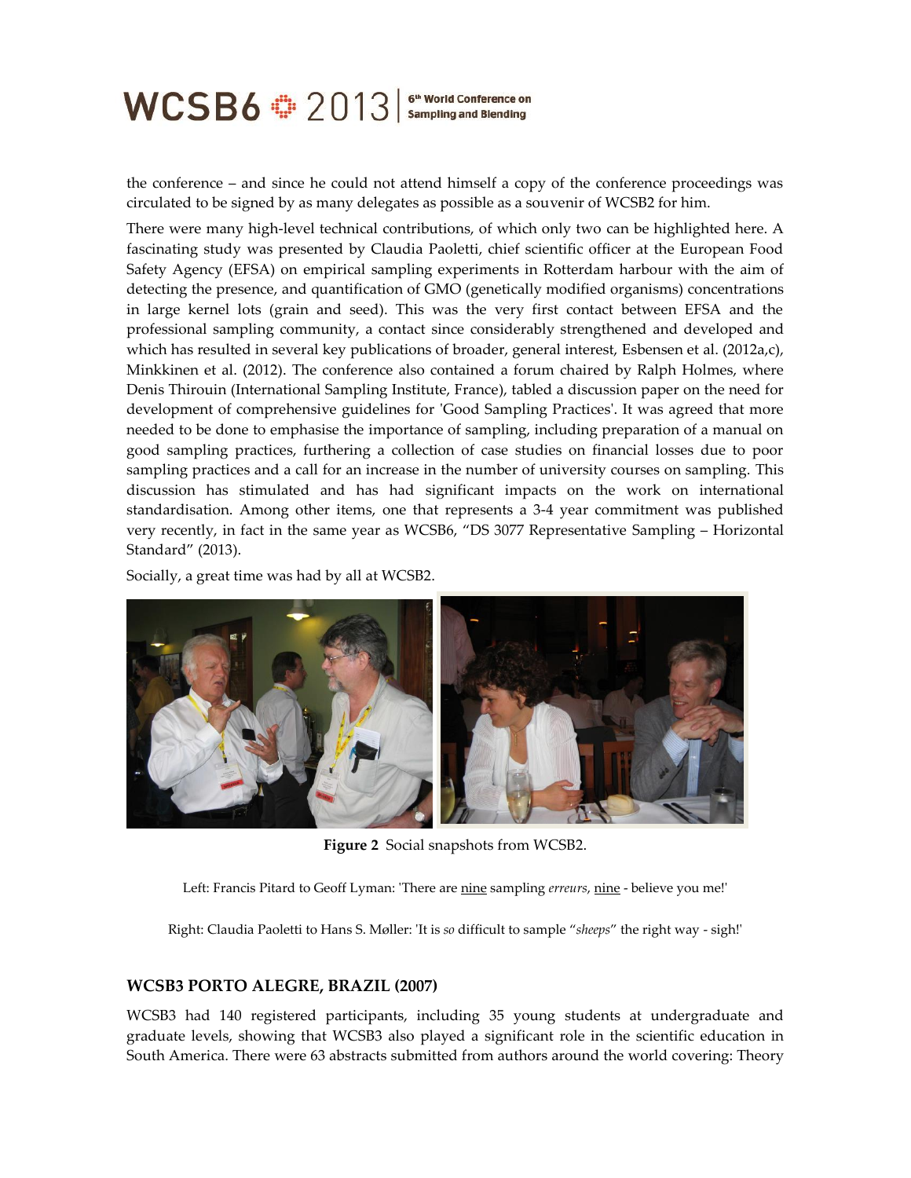the conference – and since he could not attend himself a copy of the conference proceedings was circulated to be signed by as many delegates as possible as a souvenir of WCSB2 for him.

There were many high-level technical contributions, of which only two can be highlighted here. A fascinating study was presented by Claudia Paoletti, chief scientific officer at the European Food Safety Agency (EFSA) on empirical sampling experiments in Rotterdam harbour with the aim of detecting the presence, and quantification of GMO (genetically modified organisms) concentrations in large kernel lots (grain and seed). This was the very first contact between EFSA and the professional sampling community, a contact since considerably strengthened and developed and which has resulted in several key publications of broader, general interest, Esbensen et al. (2012a,c), Minkkinen et al. (2012). The conference also contained a forum chaired by Ralph Holmes, where Denis Thirouin (International Sampling Institute, France), tabled a discussion paper on the need for development of comprehensive guidelines for 'Good Sampling Practices'. It was agreed that more needed to be done to emphasise the importance of sampling, including preparation of a manual on good sampling practices, furthering a collection of case studies on financial losses due to poor sampling practices and a call for an increase in the number of university courses on sampling. This discussion has stimulated and has had significant impacts on the work on international standardisation. Among other items, one that represents a 3-4 year commitment was published very recently, in fact in the same year as WCSB6, "DS 3077 Representative Sampling – Horizontal Standard" (2013).

Socially, a great time was had by all at WCSB2.

**Figure 2** Social snapshots from WCSB2.

Left: Francis Pitard to Geoff Lyman: 'There are nine sampling *erreurs*, nine - believe you me!'

Right: Claudia Paoletti to Hans S. Møller: 'It is *so* difficult to sample "*sheeps*" the right way - sigh!'

## WCSB3 PORTO ALEGRE, BRAZIL (2007)

WCSB3 had 140 registered participants, including 35 young students at undergraduate and graduate levels, showing that WCSB3 also played a significant role in the scientific education in South America. There were 63 abstracts submitted from authors around the world covering: Theory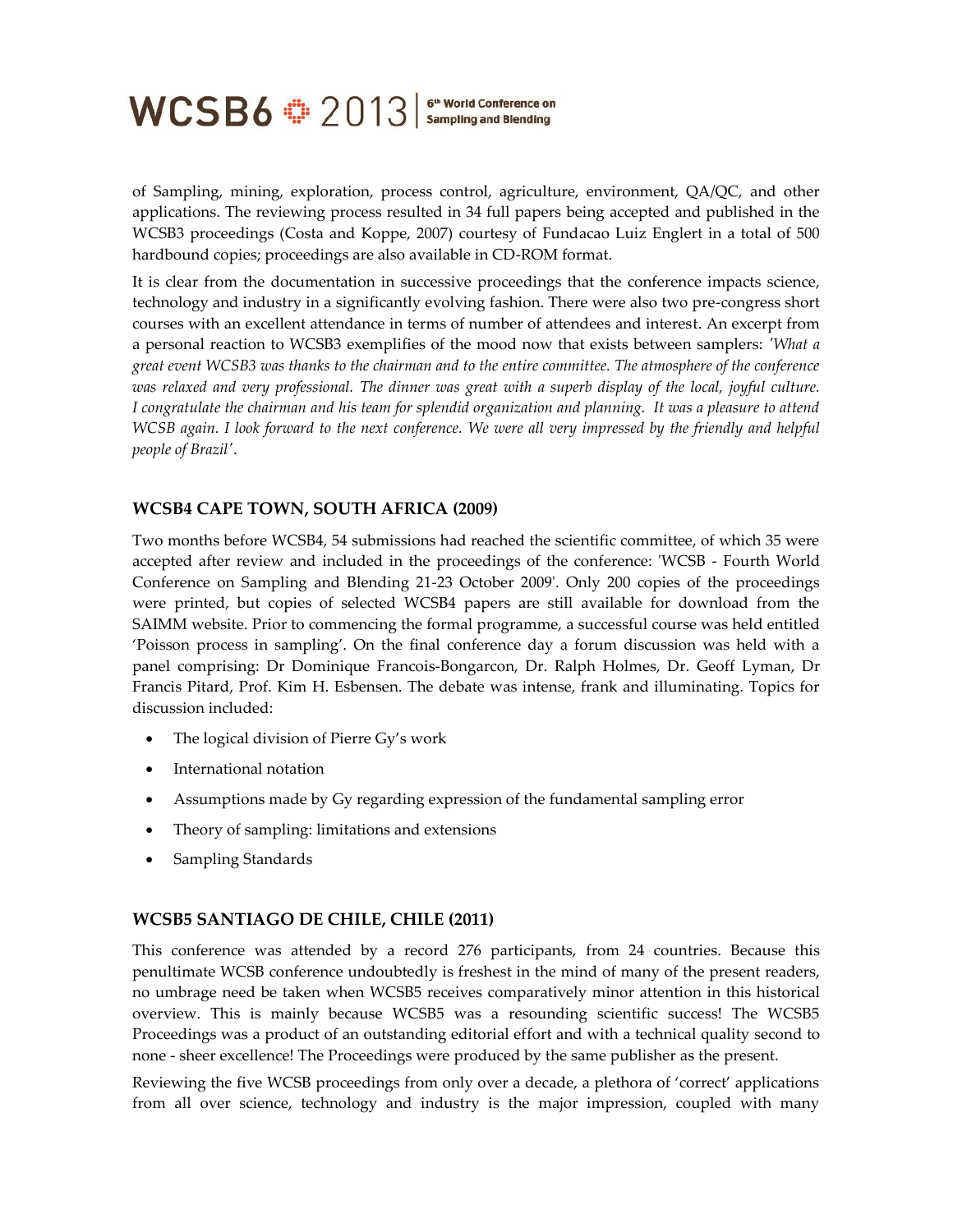of Sampling, mining, exploration, process control, agriculture, environment, QA/QC, and other applications. The reviewing process resulted in 34 full papers being accepted and published in the WCSB3 proceedings (Costa and Koppe, 2007) courtesy of Fundacao Luiz Englert in a total of 500 hardbound copies; proceedings are also available in CD-ROM format.

It is clear from the documentation in successive proceedings that the conference impacts science, technology and industry in a significantly evolving fashion. There were also two pre-congress short courses with an excellent attendance in terms of number of attendees and interest. An excerpt from a personal reaction to WCSB3 exemplifies of the mood now that exists between samplers: *'What a great event WCSB3 was thanks to the chairman and to the entire committee. The atmosphere of the conference was relaxed and very professional. The dinner was great with a superb display of the local, joyful culture. I congratulate the chairman and his team for splendid organization and planning. It was a pleasure to attend WCSB again. I look forward to the next conference. We were all very impressed by the friendly and helpful people of Brazil'*.

## WCSB4 CAPE TOWN, SOUTH AFRICA (2009)

Two months before WCSB4, 54 submissions had reached the scientific committee, of which 35 were accepted after review and included in the proceedings of the conference: 'WCSB - Fourth World Conference on Sampling and Blending 21-23 October 2009'. Only 200 copies of the proceedings were printed, but copies of selected WCSB4 papers are still available for download from the SAIMM website. Prior to commencing the formal programme, a successful course was held entitled 'Poisson process in sampling'. On the final conference day a forum discussion was held with a panel comprising: Dr Dominique Francois-Bongarcon, Dr. Ralph Holmes, Dr. Geoff Lyman, Dr Francis Pitard, Prof. Kim H. Esbensen. The debate was intense, frank and illuminating. Topics for discussion included:

- The logical division of Pierre Gy's work
- International notation
- Assumptions made by Gy regarding expression of the fundamental sampling error
- Theory of sampling: limitations and extensions
- Sampling Standards

## WCSB5 SANTIAGO DE CHILE, CHILE (2011)

This conference was attended by a record 276 participants, from 24 countries. Because this penultimate WCSB conference undoubtedly is freshest in the mind of many of the present readers, no umbrage need be taken when WCSB5 receives comparatively minor attention in this historical overview. This is mainly because WCSB5 was a resounding scientific success! The WCSB5 Proceedings was a product of an outstanding editorial effort and with a technical quality second to none - sheer excellence! The Proceedings were produced by the same publisher as the present.

Reviewing the five WCSB proceedings from only over a decade, a plethora of 'correct' applications from all over science, technology and industry is the major impression, coupled with many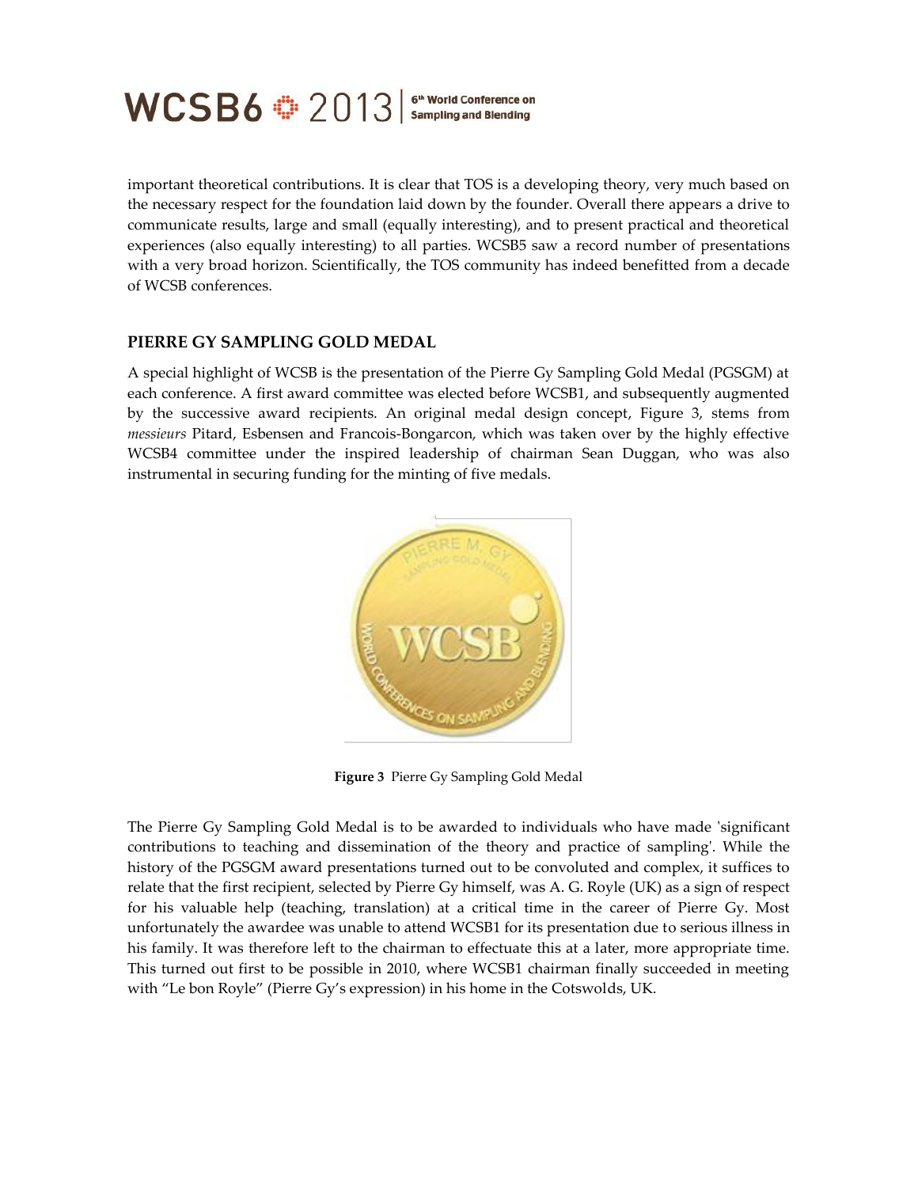important theoretical contributions. It is clear that TOS is a developing theory, very much based on the necessary respect for the foundation laid down by the founder. Overall there appears a drive to communicate results, large and small (equally interesting), and to present practical and theoretical experiences (also equally interesting) to all parties. WCSB5 saw a record number of presentations with a very broad horizon. Scientifically, the TOS community has indeed benefitted from a decade of WCSB conferences.

## PIERRE GY SAMPLING GOLD MEDAL

A special highlight of WCSB is the presentation of the Pierre Gy Sampling Gold Medal (PGSGM) at each conference. A first award committee was elected before WCSB1, and subsequently augmented by the successive award recipients. An original medal design concept, Figure 3, stems from *messieurs* Pitard, Esbensen and Francois-Bongarcon, which was taken over by the highly effective WCSB4 committee under the inspired leadership of chairman Sean Duggan, who was also instrumental in securing funding for the minting of five medals.

**Figure 3** Pierre Gy Sampling Gold Medal

The Pierre Gy Sampling Gold Medal is to be awarded to individuals who have made 'significant contributions to teaching and dissemination of the theory and practice of sampling'. While the history of the PGSGM award presentations turned out to be convoluted and complex, it suffices to relate that the first recipient, selected by Pierre Gy himself, was A. G. Royle (UK) as a sign of respect for his valuable help (teaching, translation) at a critical time in the career of Pierre Gy. Most unfortunately the awardee was unable to attend WCSB1 for its presentation due to serious illness in his family. It was therefore left to the chairman to effectuate this at a later, more appropriate time. This turned out first to be possible in 2010, where WCSB1 chairman finally succeeded in meeting with "Le bon Royle" (Pierre Gy's expression) in his home in the Cotswolds, UK.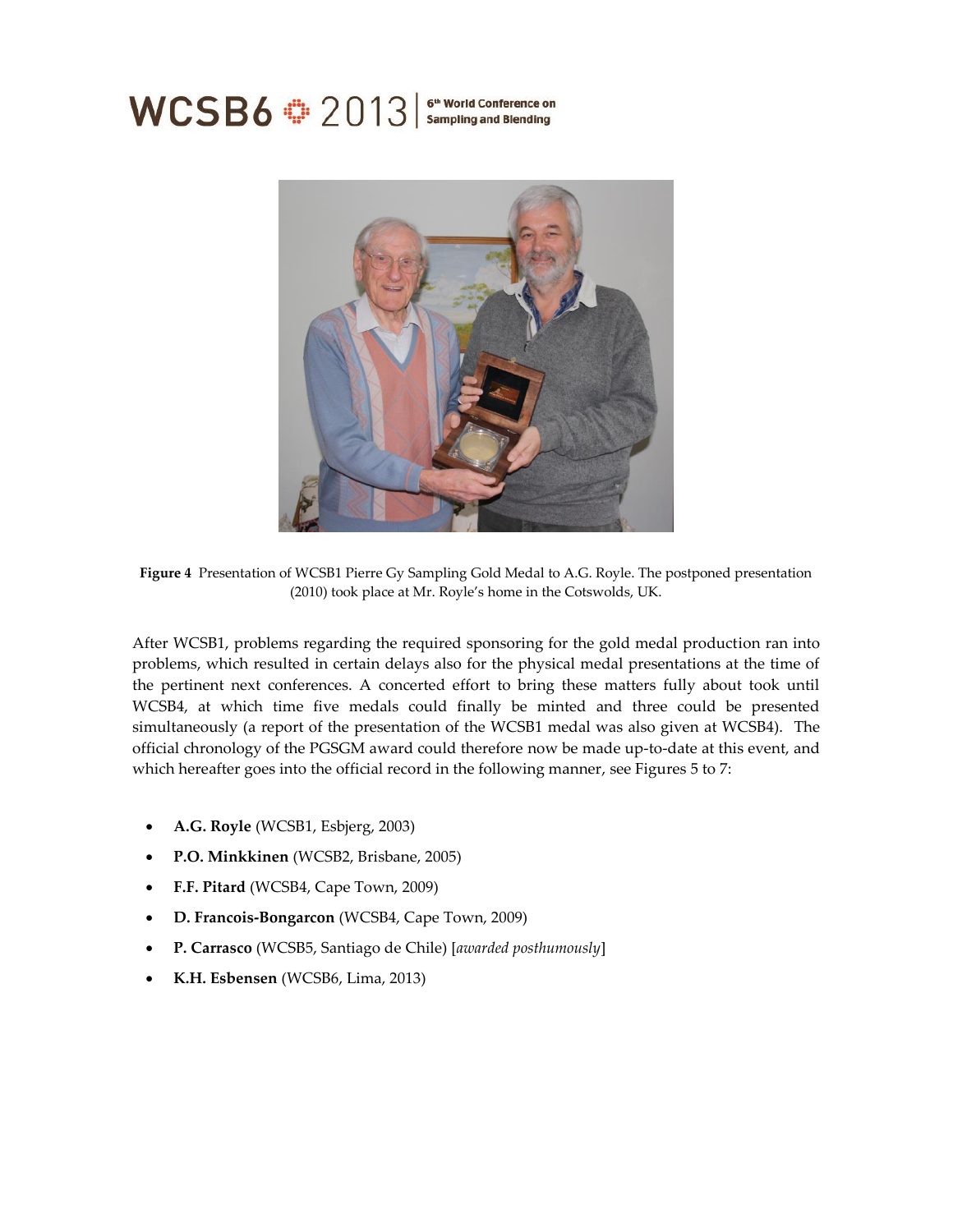**Figure 4** Presentation of WCSB1 Pierre Gy Sampling Gold Medal to A.G. Royle. The postponed presentation (2010) took place at Mr. Royle's home in the Cotswolds, UK.

After WCSB1, problems regarding the required sponsoring for the gold medal production ran into problems, which resulted in certain delays also for the physical medal presentations at the time of the pertinent next conferences. A concerted effort to bring these matters fully about took until WCSB4, at which time five medals could finally be minted and three could be presented simultaneously (a report of the presentation of the WCSB1 medal was also given at WCSB4). The official chronology of the PGSGM award could therefore now be made up-to-date at this event, and which hereafter goes into the official record in the following manner, see Figures 5 to 7:

- **A.G. Royle** (WCSB1, Esbjerg, 2003)
- **P.O. Minkkinen** (WCSB2, Brisbane, 2005)
- **F.F. Pitard** (WCSB4, Cape Town, 2009)
- **D. Francois-Bongarcon** (WCSB4, Cape Town, 2009)
- **P. Carrasco** (WCSB5, Santiago de Chile) [*awarded posthumously*]
- **K.H. Esbensen** (WCSB6, Lima, 2013)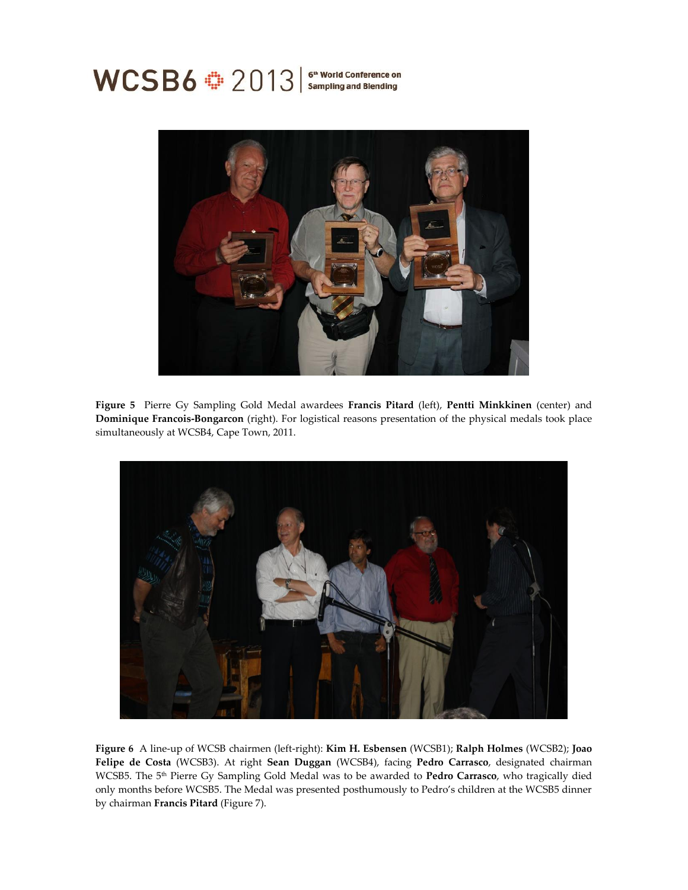**Figure 5** Pierre Gy Sampling Gold Medal awardees **Francis Pitard** (left), **Pentti Minkkinen** (center) and **Dominique Francois-Bongarcon** (right). For logistical reasons presentation of the physical medals took place simultaneously at WCSB4, Cape Town, 2011.

**Figure 6** A line-up of WCSB chairmen (left-right): **Kim H. Esbensen** (WCSB1); **Ralph Holmes** (WCSB2); **Joao Felipe de Costa** (WCSB3). At right **Sean Duggan** (WCSB4), facing **Pedro Carrasco**, designated chairman WCSB5. The 5th Pierre Gy Sampling Gold Medal was to be awarded to **Pedro Carrasco**, who tragically died only months before WCSB5. The Medal was presented posthumously to Pedro's children at the WCSB5 dinner by chairman **Francis Pitard** (Figure 7).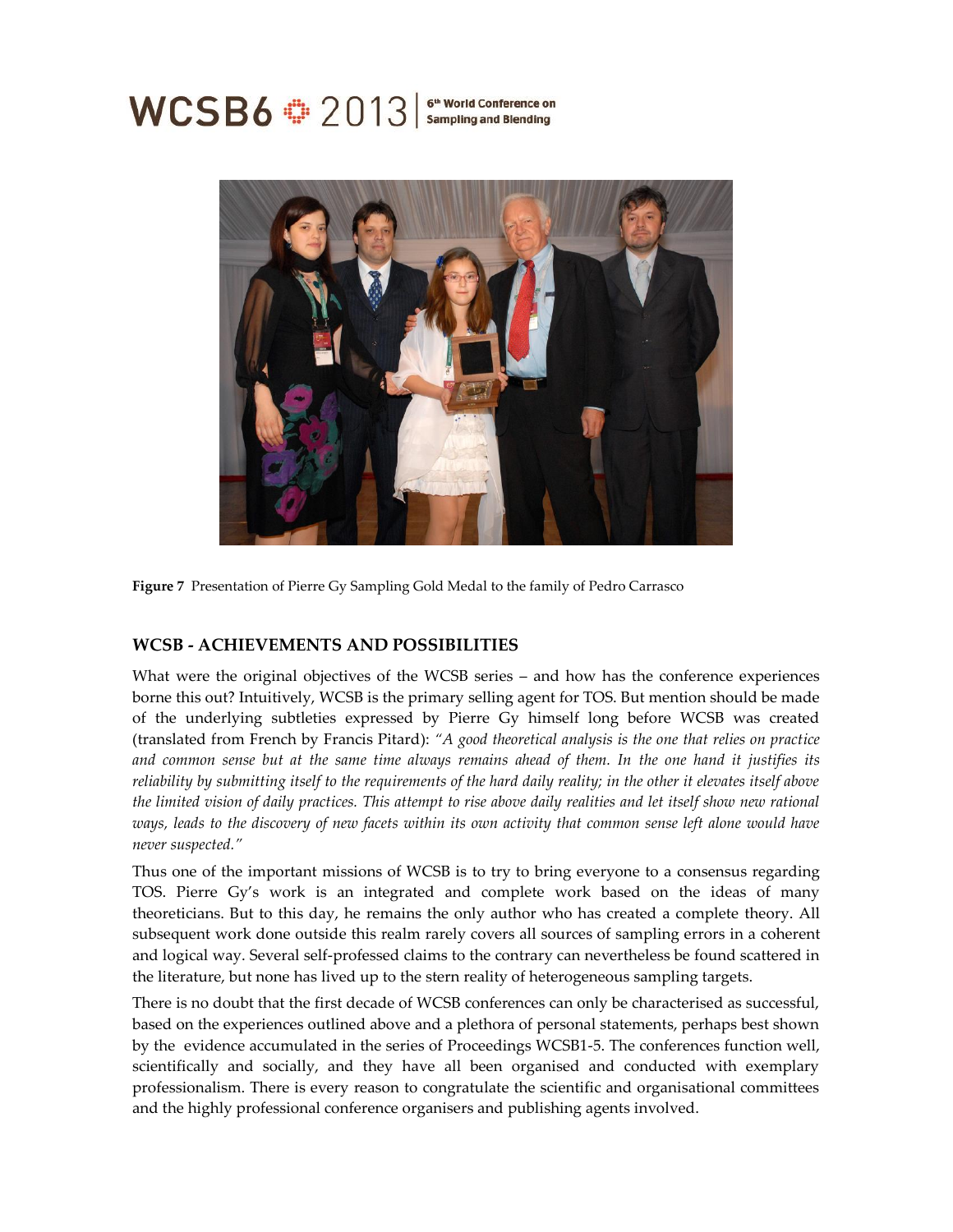Figure 7 Presentation of Pierre Gy Sampling Gold Medal to the family of Pedro Carrasco

## WCSB - ACHIEVEMENTS AND POSSIBILITIES

What were the original objectives of the WCSB series – and how has the conference experiences borne this out? Intuitively, WCSB is the primary selling agent for TOS. But mention should be made of the underlying subtleties expressed by Pierre Gy himself long before WCSB was created (translated from French by Francis Pitard): *"A good theoretical analysis is the one that relies on practice and common sense but at the same time always remains ahead of them. In the one hand it justifies its reliability by submitting itself to the requirements of the hard daily reality; in the other it elevates itself above the limited vision of daily practices. This attempt to rise above daily realities and let itself show new rational ways, leads to the discovery of new facets within its own activity that common sense left alone would have never suspected."*

Thus one of the important missions of WCSB is to try to bring everyone to a consensus regarding TOS. Pierre Gy's work is an integrated and complete work based on the ideas of many theoreticians. But to this day, he remains the only author who has created a complete theory. All subsequent work done outside this realm rarely covers all sources of sampling errors in a coherent and logical way. Several self-professed claims to the contrary can nevertheless be found scattered in the literature, but none has lived up to the stern reality of heterogeneous sampling targets.

There is no doubt that the first decade of WCSB conferences can only be characterised as successful, based on the experiences outlined above and a plethora of personal statements, perhaps best shown by the evidence accumulated in the series of Proceedings WCSB1-5. The conferences function well, scientifically and socially, and they have all been organised and conducted with exemplary professionalism. There is every reason to congratulate the scientific and organisational committees and the highly professional conference organisers and publishing agents involved.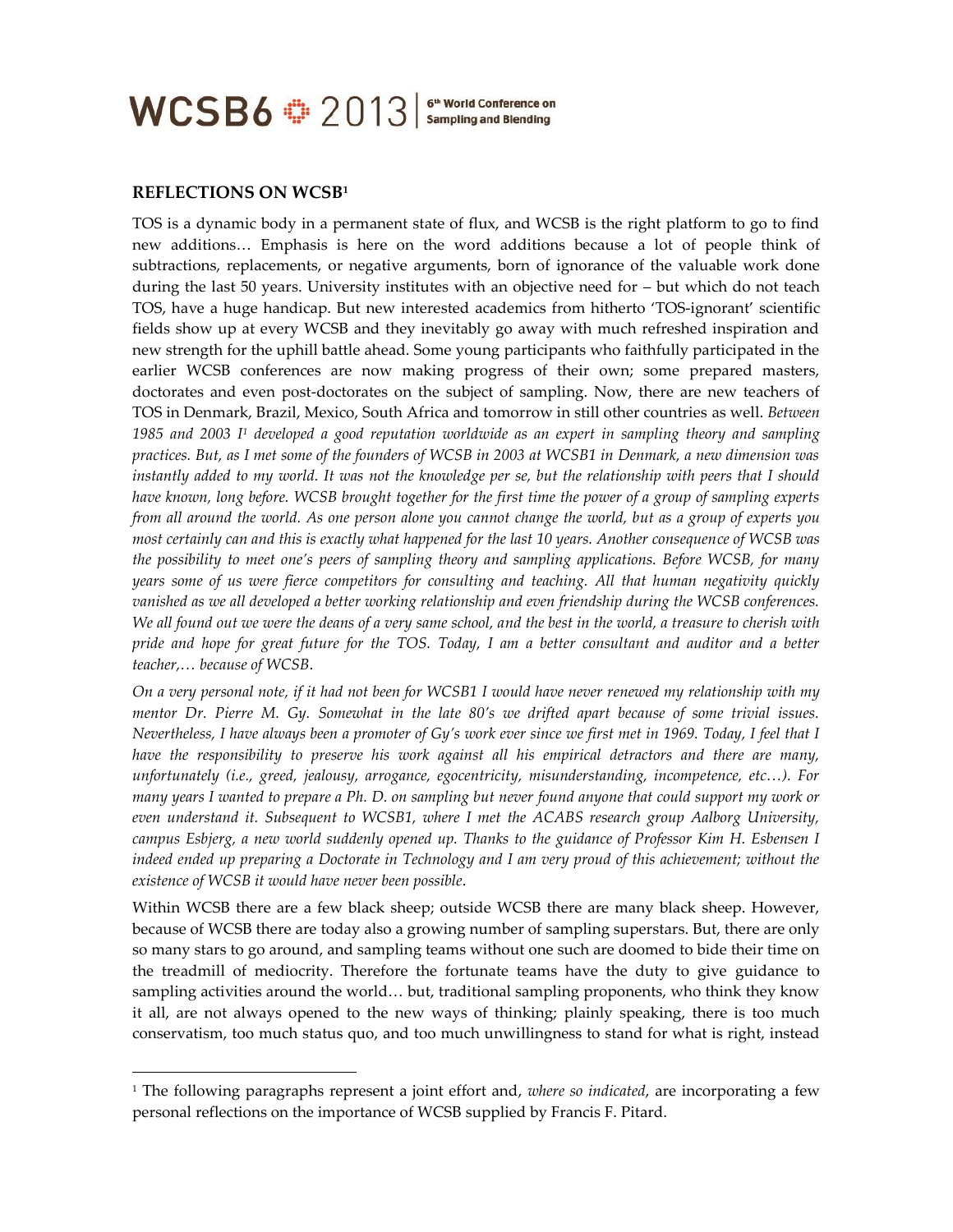## REFLECTIONS ON WCSB[1]

TOS is a dynamic body in a permanent state of flux, and WCSB is the right platform to go to find new additions… Emphasis is here on the word additions because a lot of people think of subtractions, replacements, or negative arguments, born of ignorance of the valuable work done during the last 50 years. University institutes with an objective need for – but which do not teach TOS, have a huge handicap. But new interested academics from hitherto 'TOS-ignorant' scientific fields show up at every WCSB and they inevitably go away with much refreshed inspiration and new strength for the uphill battle ahead. Some young participants who faithfully participated in the earlier WCSB conferences are now making progress of their own; some prepared masters, doctorates and even post-doctorates on the subject of sampling. Now, there are new teachers of TOS in Denmark, Brazil, Mexico, South Africa and tomorrow in still other countries as well. *Between 1985 and 2003 I[1] developed a good reputation worldwide as an expert in sampling theory and sampling practices. But, as I met some of the founders of WCSB in 2003 at WCSB1 in Denmark, a new dimension was instantly added to my world. It was not the knowledge per se, but the relationship with peers that I should have known, long before. WCSB brought together for the first time the power of a group of sampling experts from all around the world. As one person alone you cannot change the world, but as a group of experts you most certainly can and this is exactly what happened for the last 10 years. Another consequence of WCSB was the possibility to meet one's peers of sampling theory and sampling applications. Before WCSB, for many years some of us were fierce competitors for consulting and teaching. All that human negativity quickly vanished as we all developed a better working relationship and even friendship during the WCSB conferences. We all found out we were the deans of a very same school, and the best in the world, a treasure to cherish with pride and hope for great future for the TOS. Today, I am a better consultant and auditor and a better teacher,… because of WCSB.*

*On a very personal note, if it had not been for WCSB1 I would have never renewed my relationship with my mentor Dr. Pierre M. Gy. Somewhat in the late 80's we drifted apart because of some trivial issues. Nevertheless, I have always been a promoter of Gy's work ever since we first met in 1969. Today, I feel that I have the responsibility to preserve his work against all his empirical detractors and there are many, unfortunately (i.e., greed, jealousy, arrogance, egocentricity, misunderstanding, incompetence, etc…). For many years I wanted to prepare a Ph. D. on sampling but never found anyone that could support my work or even understand it. Subsequent to WCSB1, where I met the ACABS research group Aalborg University, campus Esbjerg, a new world suddenly opened up. Thanks to the guidance of Professor Kim H. Esbensen I indeed ended up preparing a Doctorate in Technology and I am very proud of this achievement; without the existence of WCSB it would have never been possible.*

Within WCSB there are a few black sheep; outside WCSB there are many black sheep. However, because of WCSB there are today also a growing number of sampling superstars. But, there are only so many stars to go around, and sampling teams without one such are doomed to bide their time on the treadmill of mediocrity. Therefore the fortunate teams have the duty to give guidance to sampling activities around the world… but, traditional sampling proponents, who think they know it all, are not always opened to the new ways of thinking; plainly speaking, there is too much conservatism, too much status quo, and too much unwillingness to stand for what is right, instead

[1] The following paragraphs represent a joint effort and, *where so indicated*, are incorporating a few personal reflections on the importance of WCSB supplied by Francis F. Pitard.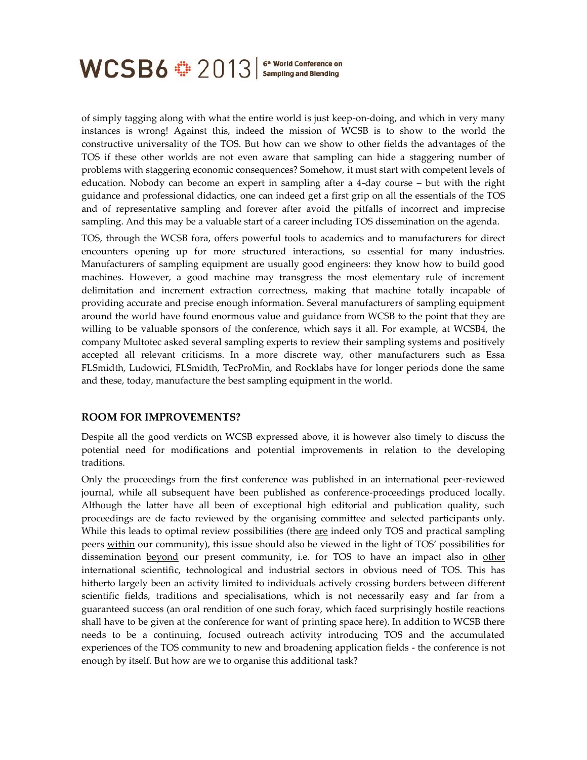of simply tagging along with what the entire world is just keep-on-doing, and which in very many instances is wrong! Against this, indeed the mission of WCSB is to show to the world the constructive universality of the TOS. But how can we show to other fields the advantages of the TOS if these other worlds are not even aware that sampling can hide a staggering number of problems with staggering economic consequences? Somehow, it must start with competent levels of education. Nobody can become an expert in sampling after a 4-day course – but with the right guidance and professional didactics, one can indeed get a first grip on all the essentials of the TOS and of representative sampling and forever after avoid the pitfalls of incorrect and imprecise sampling. And this may be a valuable start of a career including TOS dissemination on the agenda.

TOS, through the WCSB fora, offers powerful tools to academics and to manufacturers for direct encounters opening up for more structured interactions, so essential for many industries. Manufacturers of sampling equipment are usually good engineers: they know how to build good machines. However, a good machine may transgress the most elementary rule of increment delimitation and increment extraction correctness, making that machine totally incapable of providing accurate and precise enough information. Several manufacturers of sampling equipment around the world have found enormous value and guidance from WCSB to the point that they are willing to be valuable sponsors of the conference, which says it all. For example, at WCSB4, the company Multotec asked several sampling experts to review their sampling systems and positively accepted all relevant criticisms. In a more discrete way, other manufacturers such as Essa FLSmidth, Ludowici, FLSmidth, TecProMin, and Rocklabs have for longer periods done the same and these, today, manufacture the best sampling equipment in the world.

## ROOM FOR IMPROVEMENTS?

Despite all the good verdicts on WCSB expressed above, it is however also timely to discuss the potential need for modifications and potential improvements in relation to the developing traditions.

Only the proceedings from the first conference was published in an international peer-reviewed journal, while all subsequent have been published as conference-proceedings produced locally. Although the latter have all been of exceptional high editorial and publication quality, such proceedings are de facto reviewed by the organising committee and selected participants only. While this leads to optimal review possibilities (there are indeed only TOS and practical sampling peers within our community), this issue should also be viewed in the light of TOS' possibilities for dissemination beyond our present community, i.e. for TOS to have an impact also in other international scientific, technological and industrial sectors in obvious need of TOS. This has hitherto largely been an activity limited to individuals actively crossing borders between different scientific fields, traditions and specialisations, which is not necessarily easy and far from a guaranteed success (an oral rendition of one such foray, which faced surprisingly hostile reactions shall have to be given at the conference for want of printing space here). In addition to WCSB there needs to be a continuing, focused outreach activity introducing TOS and the accumulated experiences of the TOS community to new and broadening application fields - the conference is not enough by itself. But how are we to organise this additional task?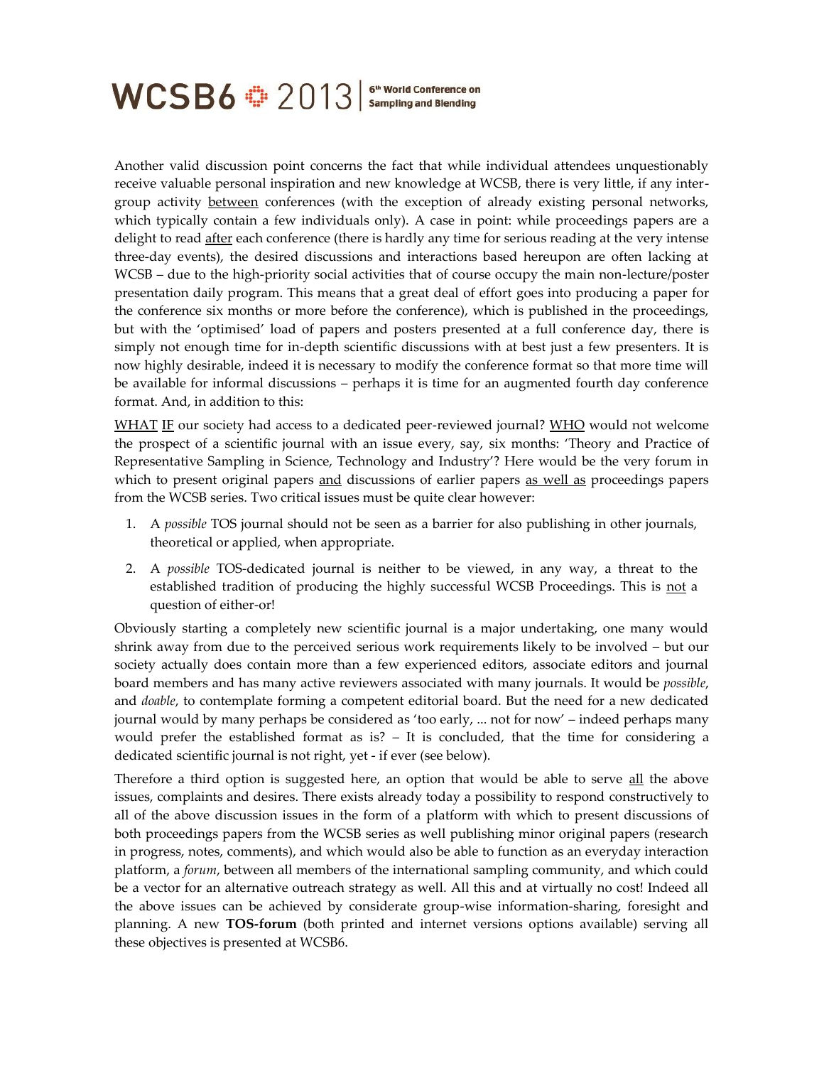Another valid discussion point concerns the fact that while individual attendees unquestionably receive valuable personal inspiration and new knowledge at WCSB, there is very little, if any inter-group activity <u>between</u> conferences (with the exception of already existing personal networks, which typically contain a few individuals only). A case in point: while proceedings papers are a delight to read <u>after</u> each conference (there is hardly any time for serious reading at the very intense three-day events), the desired discussions and interactions based hereupon are often lacking at WCSB – due to the high-priority social activities that of course occupy the main non-lecture/poster presentation daily program. This means that a great deal of effort goes into producing a paper for the conference six months or more before the conference), which is published in the proceedings, but with the 'optimised' load of papers and posters presented at a full conference day, there is simply not enough time for in-depth scientific discussions with at best just a few presenters. It is now highly desirable, indeed it is necessary to modify the conference format so that more time will be available for informal discussions – perhaps it is time for an augmented fourth day conference format. And, in addition to this:

<u>WHAT</u> <u>IF</u> our society had access to a dedicated peer-reviewed journal? <u>WHO</u> would not welcome the prospect of a scientific journal with an issue every, say, six months: 'Theory and Practice of Representative Sampling in Science, Technology and Industry'? Here would be the very forum in which to present original papers <u>and</u> discussions of earlier papers <u>as well as</u> proceedings papers from the WCSB series. Two critical issues must be quite clear however:

1. A *possible* TOS journal should not be seen as a barrier for also publishing in other journals, theoretical or applied, when appropriate.
2. A *possible* TOS-dedicated journal is neither to be viewed, in any way, a threat to the established tradition of producing the highly successful WCSB Proceedings. This is <u>not</u> a question of either-or!

Obviously starting a completely new scientific journal is a major undertaking, one many would shrink away from due to the perceived serious work requirements likely to be involved – but our society actually does contain more than a few experienced editors, associate editors and journal board members and has many active reviewers associated with many journals. It would be *possible*, and *doable*, to contemplate forming a competent editorial board. But the need for a new dedicated journal would by many perhaps be considered as 'too early, ... not for now' – indeed perhaps many would prefer the established format as is? – It is concluded, that the time for considering a dedicated scientific journal is not right, yet - if ever (see below).

Therefore a third option is suggested here, an option that would be able to serve <u>all</u> the above issues, complaints and desires. There exists already today a possibility to respond constructively to all of the above discussion issues in the form of a platform with which to present discussions of both proceedings papers from the WCSB series as well publishing minor original papers (research in progress, notes, comments), and which would also be able to function as an everyday interaction platform, a *forum*, between all members of the international sampling community, and which could be a vector for an alternative outreach strategy as well. All this and at virtually no cost! Indeed all the above issues can be achieved by considerate group-wise information-sharing, foresight and planning. A new **TOS-forum** (both printed and internet versions options available) serving all these objectives is presented at WCSB6.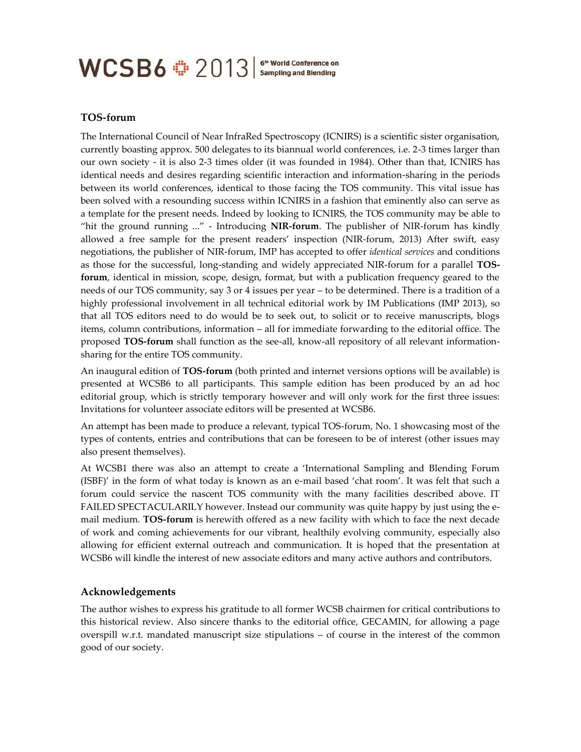### TOS-forum

The International Council of Near InfraRed Spectroscopy (ICNIRS) is a scientific sister organisation, currently boasting approx. 500 delegates to its biannual world conferences, i.e. 2-3 times larger than our own society - it is also 2-3 times older (it was founded in 1984). Other than that, ICNIRS has identical needs and desires regarding scientific interaction and information-sharing in the periods between its world conferences, identical to those facing the TOS community. This vital issue has been solved with a resounding success within ICNIRS in a fashion that eminently also can serve as a template for the present needs. Indeed by looking to ICNIRS, the TOS community may be able to "hit the ground running ..." - Introducing **NIR-forum**. The publisher of NIR-forum has kindly allowed a free sample for the present readers' inspection (NIR-forum, 2013) After swift, easy negotiations, the publisher of NIR-forum, IMP has accepted to offer *identical services* and conditions as those for the successful, long-standing and widely appreciated NIR-forum for a parallel **TOS-forum**, identical in mission, scope, design, format, but with a publication frequency geared to the needs of our TOS community, say 3 or 4 issues per year – to be determined. There is a tradition of a highly professional involvement in all technical editorial work by IM Publications (IMP 2013), so that all TOS editors need to do would be to seek out, to solicit or to receive manuscripts, blogs items, column contributions, information – all for immediate forwarding to the editorial office. The proposed **TOS-forum** shall function as the see-all, know-all repository of all relevant information-sharing for the entire TOS community.

An inaugural edition of **TOS-forum** (both printed and internet versions options will be available) is presented at WCSB6 to all participants. This sample edition has been produced by an ad hoc editorial group, which is strictly temporary however and will only work for the first three issues: Invitations for volunteer associate editors will be presented at WCSB6.

An attempt has been made to produce a relevant, typical TOS-forum, No. 1 showcasing most of the types of contents, entries and contributions that can be foreseen to be of interest (other issues may also present themselves).

At WCSB1 there was also an attempt to create a 'International Sampling and Blending Forum (ISBF)' in the form of what today is known as an e-mail based 'chat room'. It was felt that such a forum could service the nascent TOS community with the many facilities described above. IT FAILED SPECTACULARILY however. Instead our community was quite happy by just using the e-mail medium. **TOS-forum** is herewith offered as a new facility with which to face the next decade of work and coming achievements for our vibrant, healthily evolving community, especially also allowing for efficient external outreach and communication. It is hoped that the presentation at WCSB6 will kindle the interest of new associate editors and many active authors and contributors.

### Acknowledgements

The author wishes to express his gratitude to all former WCSB chairmen for critical contributions to this historical review. Also sincere thanks to the editorial office, GECAMIN, for allowing a page overspill w.r.t. mandated manuscript size stipulations – of course in the interest of the common good of our society.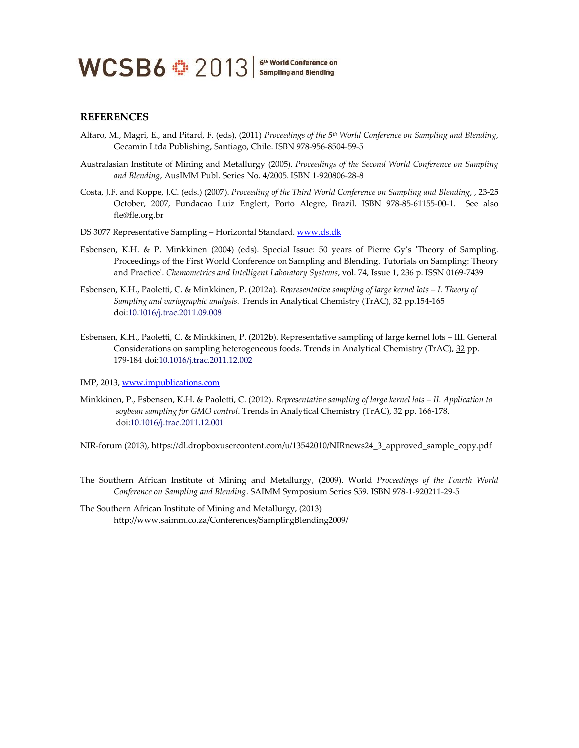## REFERENCES

Alfaro, M., Magri, E., and Pitard, F. (eds), (2011) *Proceedings of the 5th World Conference on Sampling and Blending*, Gecamin Ltda Publishing, Santiago, Chile. ISBN 978-956-8504-59-5

Australasian Institute of Mining and Metallurgy (2005). *Proceedings of the Second World Conference on Sampling and Blending*, AusIMM Publ. Series No. 4/2005. ISBN 1-920806-28-8

Costa, J.F. and Koppe, J.C. (eds.) (2007). *Proceeding of the Third World Conference on Sampling and Blending*, , 23-25 October, 2007, Fundacao Luiz Englert, Porto Alegre, Brazil. ISBN 978-85-61155-00-1. See also fle@fle.org.br

DS 3077 Representative Sampling – Horizontal Standard. www.ds.dk

Esbensen, K.H. & P. Minkkinen (2004) (eds). Special Issue: 50 years of Pierre Gy's 'Theory of Sampling. Proceedings of the First World Conference on Sampling and Blending. Tutorials on Sampling: Theory and Practice'. *Chemometrics and Intelligent Laboratory Systems*, vol. 74, Issue 1, 236 p. ISSN 0169-7439

Esbensen, K.H., Paoletti, C. & Minkkinen, P. (2012a). *Representative sampling of large kernel lots – I. Theory of Sampling and variographic analysis.* Trends in Analytical Chemistry (TrAC), 32 pp.154-165 doi:10.1016/j.trac.2011.09.008

Esbensen, K.H., Paoletti, C. & Minkkinen, P. (2012b). Representative sampling of large kernel lots – III. General Considerations on sampling heterogeneous foods. Trends in Analytical Chemistry (TrAC), 32 pp. 179-184 doi:10.1016/j.trac.2011.12.002

IMP, 2013, www.impublications.com

Minkkinen, P., Esbensen, K.H. & Paoletti, C. (2012). *Representative sampling of large kernel lots – II. Application to soybean sampling for GMO control*. Trends in Analytical Chemistry (TrAC), 32 pp. 166-178. doi:10.1016/j.trac.2011.12.001

NIR-forum (2013), https://dl.dropboxusercontent.com/u/13542010/NIRnews24_3_approved_sample_copy.pdf

The Southern African Institute of Mining and Metallurgy, (2009). World *Proceedings of the Fourth World Conference on Sampling and Blending*. SAIMM Symposium Series S59. ISBN 978-1-920211-29-5

The Southern African Institute of Mining and Metallurgy, (2013) http://www.saimm.co.za/Conferences/SamplingBlending2009/